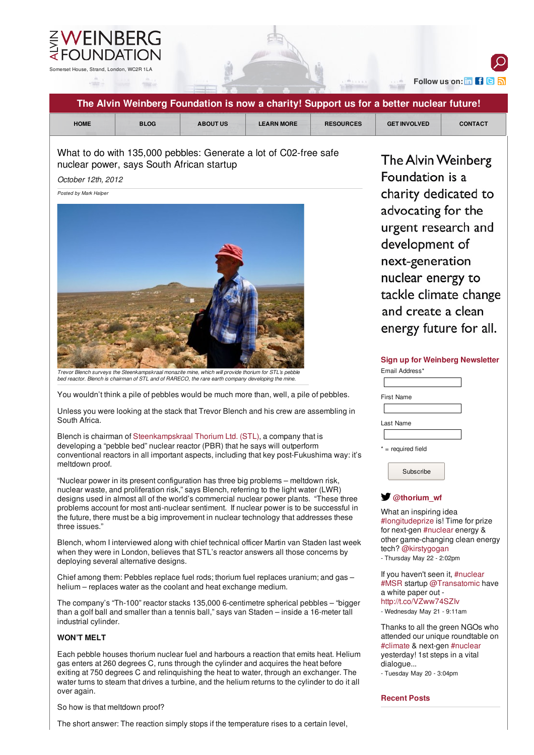# What to do with 135,000 pebbles: Generate a lot of C02-free safe nuclear power, says South African startup

*October 12th, 2012*

*Posted by Mark Halper*

*Trevor Blench surveys the Steenkampskraal monazite mine, which will provide thorium for STL's pebble bed reactor. Blench is chairman of STL and of RARECO, the rare earth company developing the mine.*

You wouldn't think a pile of pebbles would be much more than, well, a pile of pebbles.

Unless you were looking at the stack that Trevor Blench and his crew are assembling in South Africa.

Blench is chairman of Steenkampskraal Thorium Ltd. (STL), a company that is developing a "pebble bed" nuclear reactor (PBR) that he says will outperform conventional reactors in all important aspects, including that key post-Fukushima way: it's meltdown proof.

"Nuclear power in its present configuration has three big problems – meltdown risk, nuclear waste, and proliferation risk," says Blench, referring to the light water (LWR) designs used in almost all of the world's commercial nuclear power plants. "These three problems account for most anti-nuclear sentiment. If nuclear power is to be successful in the future, there must be a big improvement in nuclear technology that addresses these three issues."

Blench, whom I interviewed along with chief technical officer Martin van Staden last week when they were in London, believes that STL's reactor answers all those concerns by deploying several alternative designs.

Chief among them: Pebbles replace fuel rods; thorium fuel replaces uranium; and gas – helium – replaces water as the coolant and heat exchange medium.

The company's "Th-100" reactor stacks 135,000 6-centimetre spherical pebbles – "bigger than a golf ball and smaller than a tennis ball," says van Staden – inside a 16-meter tall industrial cylinder.

**WON'T MELT**

Each pebble houses thorium nuclear fuel and harbours a reaction that emits heat. Helium gas enters at 260 degrees C, runs through the cylinder and acquires the heat before exiting at 750 degrees C and relinquishing the heat to water, through an exchanger. The water turns to steam that drives a turbine, and the helium returns to the cylinder to do it all over again.

So how is that meltdown proof?

The short answer: The reaction simply stops if the temperature rises to a certain level,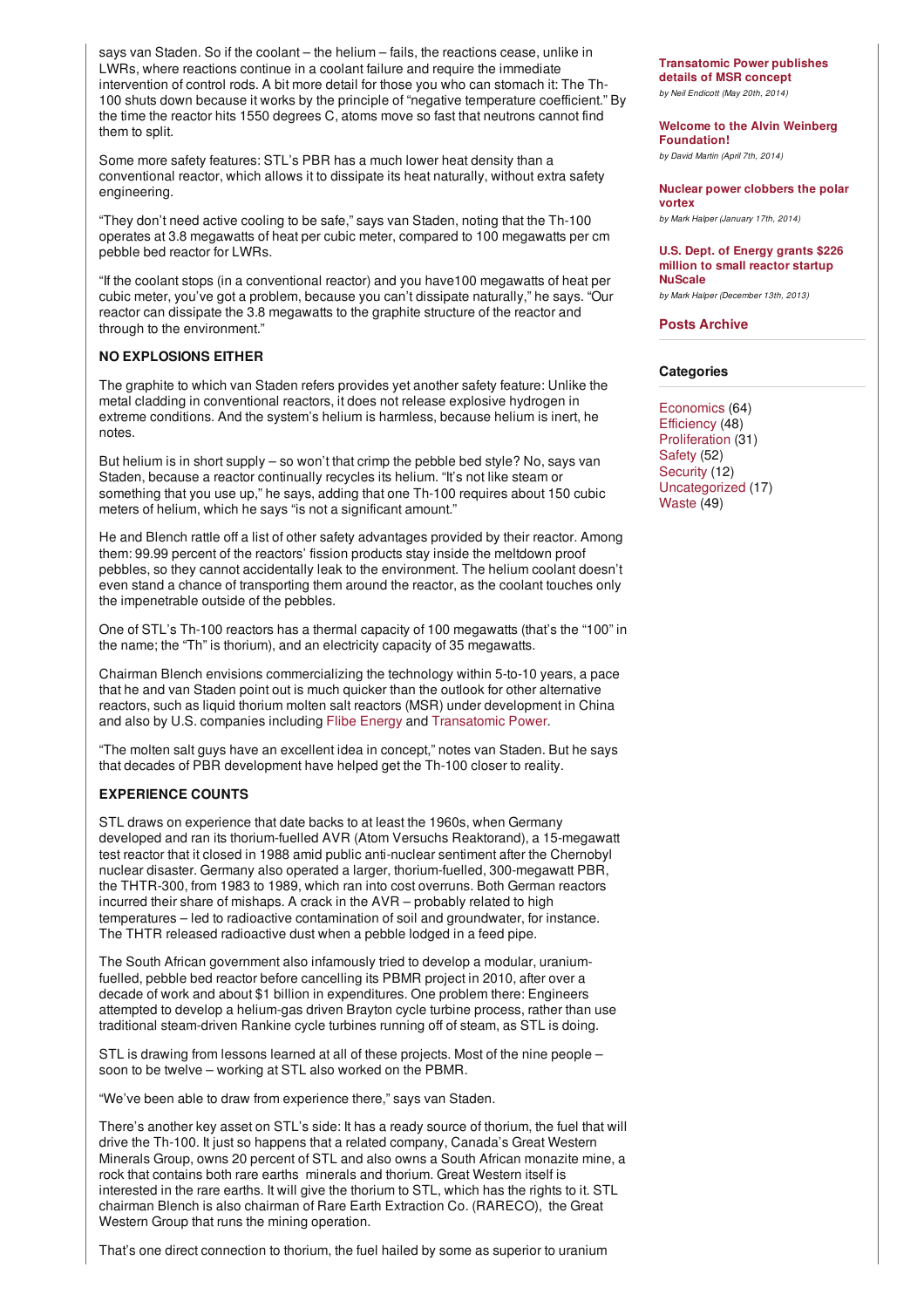says van Staden. So if the coolant – the helium – fails, the reactions cease, unlike in LWRs, where reactions continue in a coolant failure and require the immediate intervention of control rods. A bit more detail for those you who can stomach it: The Th-100 shuts down because it works by the principle of "negative temperature coefficient." By the time the reactor hits 1550 degrees C, atoms move so fast that neutrons cannot find them to split.

Some more safety features: STL's PBR has a much lower heat density than a conventional reactor, which allows it to dissipate its heat naturally, without extra safety engineering.

"They don't need active cooling to be safe," says van Staden, noting that the Th-100 operates at 3.8 megawatts of heat per cubic meter, compared to 100 megawatts per cm pebble bed reactor for LWRs.

"If the coolant stops (in a conventional reactor) and you have100 megawatts of heat per cubic meter, you've got a problem, because you can't dissipate naturally," he says. "Our reactor can dissipate the 3.8 megawatts to the graphite structure of the reactor and through to the environment."

**NO EXPLOSIONS EITHER**

The graphite to which van Staden refers provides yet another safety feature: Unlike the metal cladding in conventional reactors, it does not release explosive hydrogen in extreme conditions. And the system's helium is harmless, because helium is inert, he notes.

But helium is in short supply – so won't that crimp the pebble bed style? No, says van Staden, because a reactor continually recycles its helium. "It's not like steam or something that you use up," he says, adding that one Th-100 requires about 150 cubic meters of helium, which he says "is not a significant amount."

He and Blench rattle off a list of other safety advantages provided by their reactor. Among them: 99.99 percent of the reactors' fission products stay inside the meltdown proof pebbles, so they cannot accidentally leak to the environment. The helium coolant doesn't even stand a chance of transporting them around the reactor, as the coolant touches only the impenetrable outside of the pebbles.

One of STL's Th-100 reactors has a thermal capacity of 100 megawatts (that's the "100" in the name; the "Th" is thorium), and an electricity capacity of 35 megawatts.

Chairman Blench envisions commercializing the technology within 5-to-10 years, a pace that he and van Staden point out is much quicker than the outlook for other alternative reactors, such as liquid thorium molten salt reactors (MSR) under development in China and also by U.S. companies including Flibe Energy and Transatomic Power.

"The molten salt guys have an excellent idea in concept," notes van Staden. But he says that decades of PBR development have helped get the Th-100 closer to reality.

**EXPERIENCE COUNTS**

STL draws on experience that date backs to at least the 1960s, when Germany developed and ran its thorium-fuelled AVR (Atom Versuchs Reaktorand), a 15-megawatt test reactor that it closed in 1988 amid public anti-nuclear sentiment after the Chernobyl nuclear disaster. Germany also operated a larger, thorium-fuelled, 300-megawatt PBR, the THTR-300, from 1983 to 1989, which ran into cost overruns. Both German reactors incurred their share of mishaps. A crack in the AVR – probably related to high temperatures – led to radioactive contamination of soil and groundwater, for instance. The THTR released radioactive dust when a pebble lodged in a feed pipe.

The South African government also infamously tried to develop a modular, uranium-fuelled, pebble bed reactor before cancelling its PBMR project in 2010, after over a decade of work and about $1 billion in expenditures. One problem there: Engineers attempted to develop a helium-gas driven Brayton cycle turbine process, rather than use traditional steam-driven Rankine cycle turbines running off of steam, as STL is doing.

STL is drawing from lessons learned at all of these projects. Most of the nine people – soon to be twelve – working at STL also worked on the PBMR.

"We've been able to draw from experience there," says van Staden.

There's another key asset on STL's side: It has a ready source of thorium, the fuel that will drive the Th-100. It just so happens that a related company, Canada's Great Western Minerals Group, owns 20 percent of STL and also owns a South African monazite mine, a rock that contains both rare earths minerals and thorium. Great Western itself is interested in the rare earths. It will give the thorium to STL, which has the rights to it. STL chairman Blench is also chairman of Rare Earth Extraction Co. (RARECO), the Great Western Group that runs the mining operation.

That's one direct connection to thorium, the fuel hailed by some as superior to uranium

**Transatomic Power publishes details of MSR concept**
*by Neil Endicott (May 20th, 2014)*

**Welcome to the Alvin Weinberg Foundation!**
*by David Martin (April 7th, 2014)*

**Nuclear power clobbers the polar vortex**
*by Mark Halper (January 17th, 2014)*

**U.S. Dept. of Energy grants $226 million to small reactor startup NuScale**
*by Mark Halper (December 13th, 2013)*

**Posts Archive**

**Categories**

Economics (64)
Efficiency (48)
Proliferation (31)
Safety (52)
Security (12)
Uncategorized (17)
Waste (49)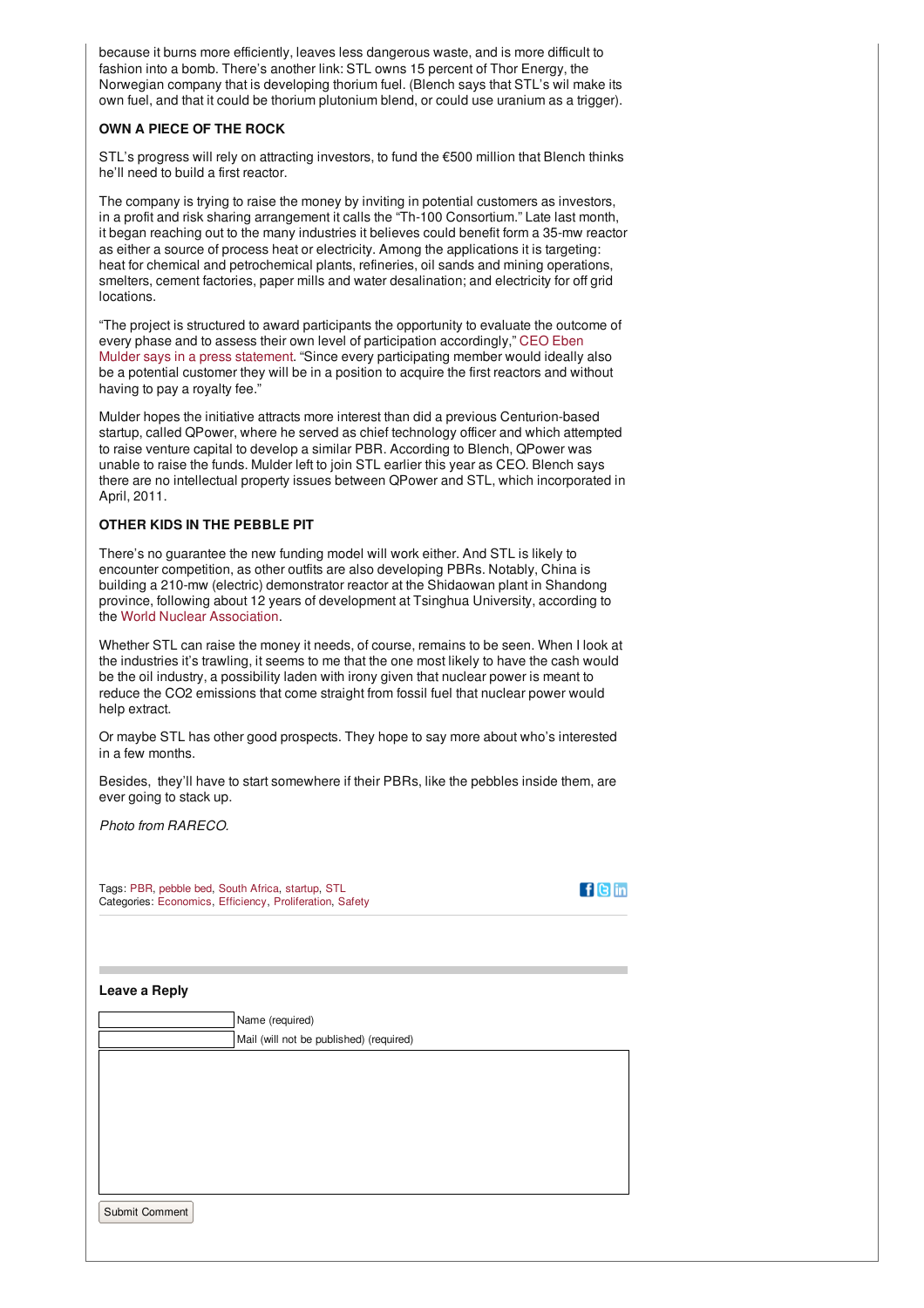because it burns more efficiently, leaves less dangerous waste, and is more difficult to fashion into a bomb. There's another link: STL owns 15 percent of Thor Energy, the Norwegian company that is developing thorium fuel. (Blench says that STL's wil make its own fuel, and that it could be thorium plutonium blend, or could use uranium as a trigger).

**OWN A PIECE OF THE ROCK**

STL's progress will rely on attracting investors, to fund the €500 million that Blench thinks he'll need to build a first reactor.

The company is trying to raise the money by inviting in potential customers as investors, in a profit and risk sharing arrangement it calls the "Th-100 Consortium." Late last month, it began reaching out to the many industries it believes could benefit form a 35-mw reactor as either a source of process heat or electricity. Among the applications it is targeting: heat for chemical and petrochemical plants, refineries, oil sands and mining operations, smelters, cement factories, paper mills and water desalination; and electricity for off grid locations.

"The project is structured to award participants the opportunity to evaluate the outcome of every phase and to assess their own level of participation accordingly," CEO Eben Mulder says in a press statement. "Since every participating member would ideally also be a potential customer they will be in a position to acquire the first reactors and without having to pay a royalty fee."

Mulder hopes the initiative attracts more interest than did a previous Centurion-based startup, called QPower, where he served as chief technology officer and which attempted to raise venture capital to develop a similar PBR. According to Blench, QPower was unable to raise the funds. Mulder left to join STL earlier this year as CEO. Blench says there are no intellectual property issues between QPower and STL, which incorporated in April, 2011.

**OTHER KIDS IN THE PEBBLE PIT**

There's no guarantee the new funding model will work either. And STL is likely to encounter competition, as other outfits are also developing PBRs. Notably, China is building a 210-mw (electric) demonstrator reactor at the Shidaowan plant in Shandong province, following about 12 years of development at Tsinghua University, according to the World Nuclear Association.

Whether STL can raise the money it needs, of course, remains to be seen. When I look at the industries it's trawling, it seems to me that the one most likely to have the cash would be the oil industry, a possibility laden with irony given that nuclear power is meant to reduce the CO2 emissions that come straight from fossil fuel that nuclear power would help extract.

Or maybe STL has other good prospects. They hope to say more about who's interested in a few months.

Besides, they'll have to start somewhere if their PBRs, like the pebbles inside them, are ever going to stack up.

*Photo from RARECO.*

Tags: PBR, pebble bed, South Africa, startup, STL
Categories: Economics, Efficiency, Proliferation, Safety

**Leave a Reply**

Name (required)

Mail (will not be published) (required)

Submit Comment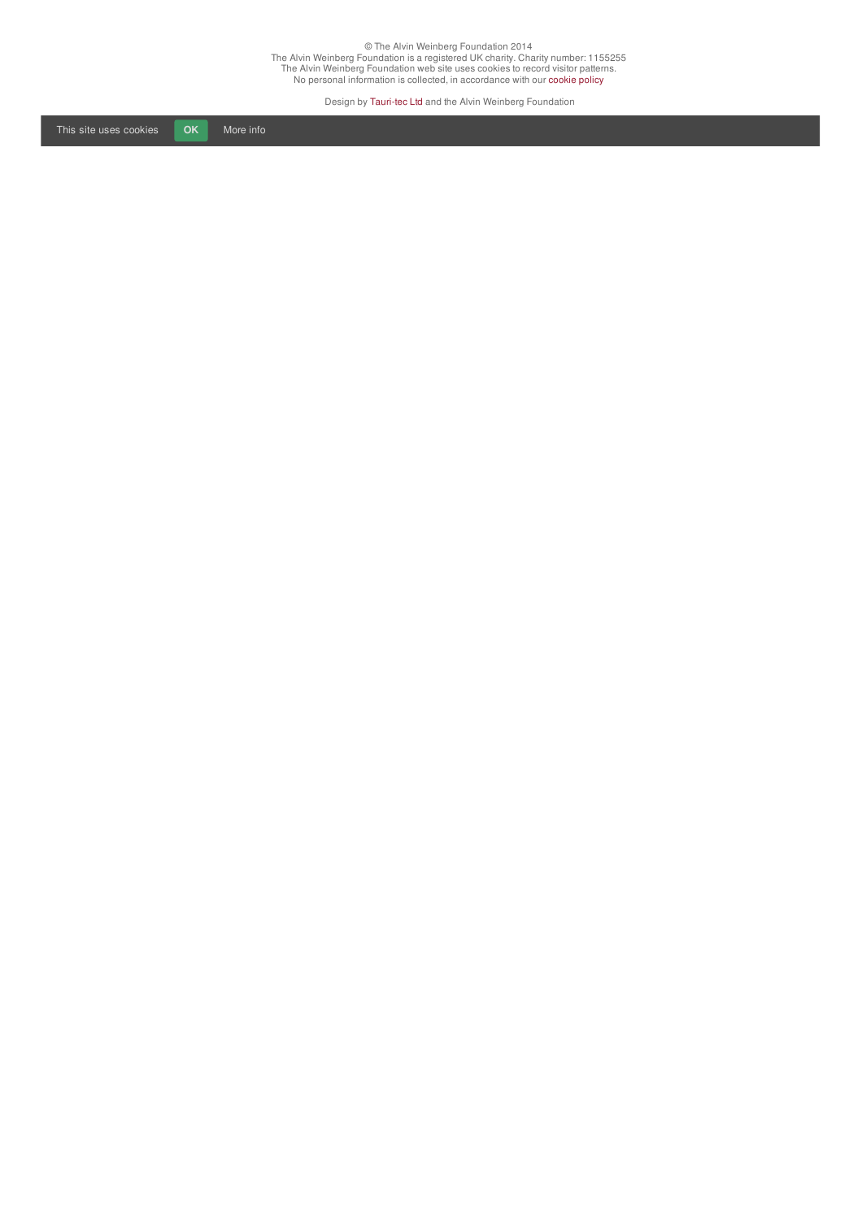© The Alvin Weinberg Foundation 2014
The Alvin Weinberg Foundation is a registered UK charity. Charity number: 1155255
The Alvin Weinberg Foundation web site uses cookies to record visitor patterns.
No personal information is collected, in accordance with our cookie policy

Design by Tauri-tec Ltd and the Alvin Weinberg Foundation

This site uses cookies OK More info